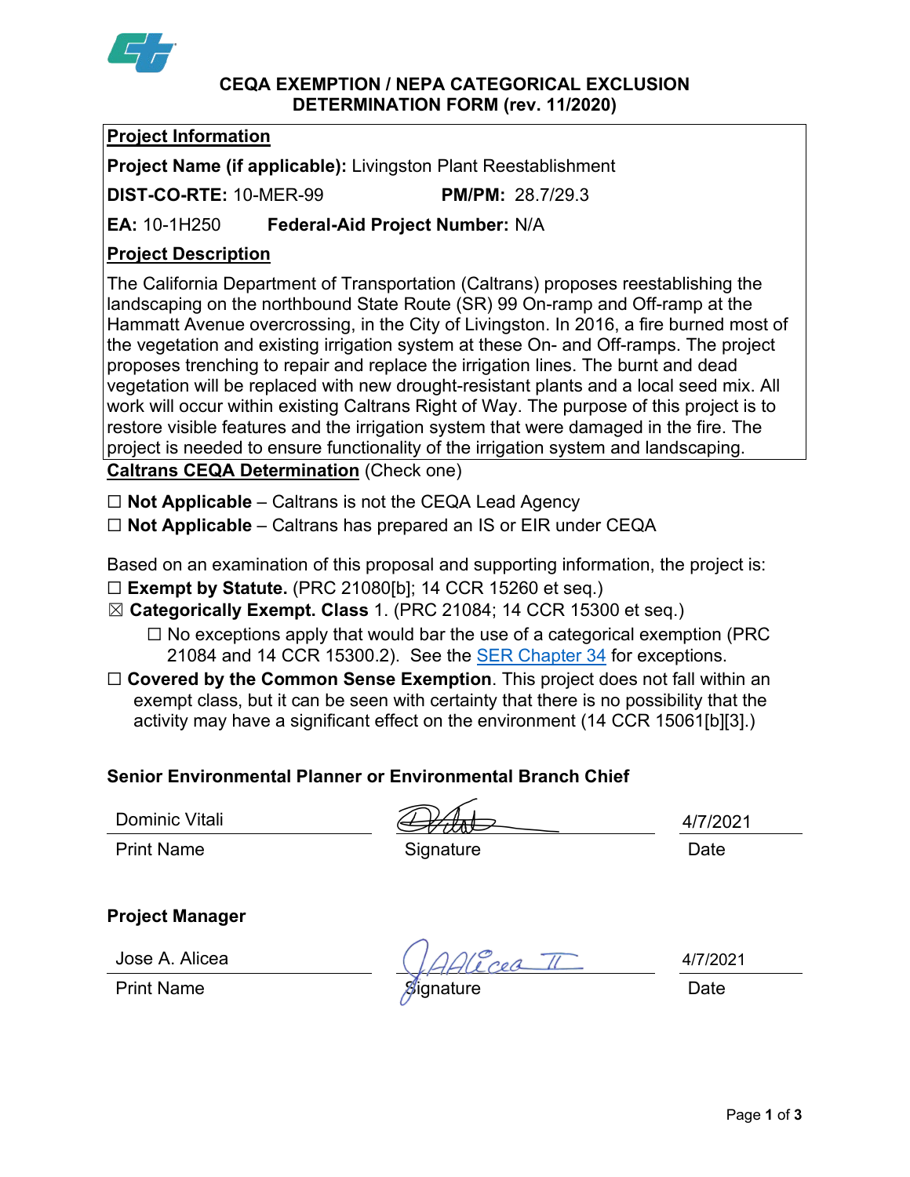# CEQA EXEMPTION / NEPA CATEGORICAL EXCLUSION DETERMINATION FORM (rev. 11/2020)

## Project Information

**Project Name (if applicable):** Livingston Plant Reestablishment

**DIST-CO-RTE:** 10-MER-99 **PM/PM:** 28.7/29.3

**EA:** 10-1H250 **Federal-Aid Project Number:** N/A

## Project Description

The California Department of Transportation (Caltrans) proposes reestablishing the landscaping on the northbound State Route (SR) 99 On-ramp and Off-ramp at the Hammatt Avenue overcrossing, in the City of Livingston. In 2016, a fire burned most of the vegetation and existing irrigation system at these On- and Off-ramps. The project proposes trenching to repair and replace the irrigation lines. The burnt and dead vegetation will be replaced with new drought-resistant plants and a local seed mix. All work will occur within existing Caltrans Right of Way. The purpose of this project is to restore visible features and the irrigation system that were damaged in the fire. The project is needed to ensure functionality of the irrigation system and landscaping.

## Caltrans CEQA Determination (Check one)

☐ **Not Applicable** – Caltrans is not the CEQA Lead Agency

☐ **Not Applicable** – Caltrans has prepared an IS or EIR under CEQA

Based on an examination of this proposal and supporting information, the project is:

☐ **Exempt by Statute.** (PRC 21080[b]; 14 CCR 15260 et seq.)

☒ **Categorically Exempt. Class** 1. (PRC 21084; 14 CCR 15300 et seq.)

- ☐ No exceptions apply that would bar the use of a categorical exemption (PRC 21084 and 14 CCR 15300.2). See the SER Chapter 34 for exceptions.

☐ **Covered by the Common Sense Exemption**. This project does not fall within an exempt class, but it can be seen with certainty that there is no possibility that the activity may have a significant effect on the environment (14 CCR 15061[b][3].)

**Senior Environmental Planner or Environmental Branch Chief**

| Dominic Vitali | *(signature)* | 4/7/2021 |
|---|---|---|
| Print Name | Signature | Date |

**Project Manager**

| Jose A. Alicea | *(signature)* | 4/7/2021 |
|---|---|---|
| Print Name | Signature | Date |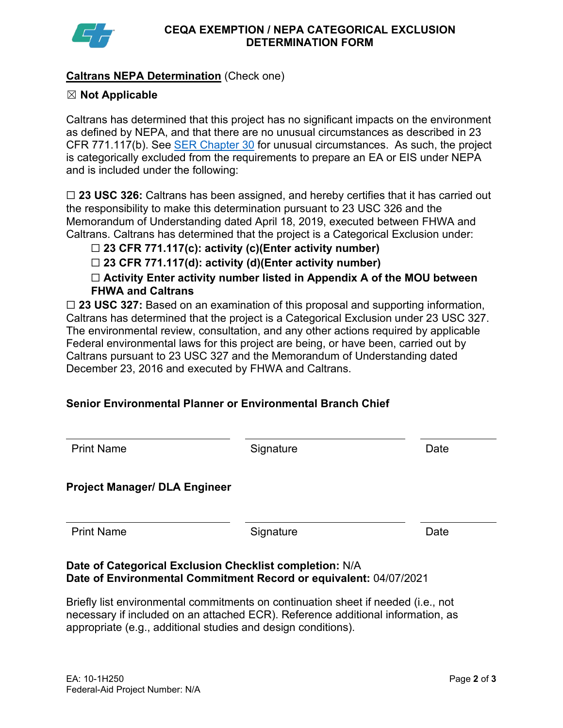# CEQA EXEMPTION / NEPA CATEGORICAL EXCLUSION DETERMINATION FORM

**Caltrans NEPA Determination** (Check one)

☒ **Not Applicable**

Caltrans has determined that this project has no significant impacts on the environment as defined by NEPA, and that there are no unusual circumstances as described in 23 CFR 771.117(b). See SER Chapter 30 for unusual circumstances. As such, the project is categorically excluded from the requirements to prepare an EA or EIS under NEPA and is included under the following:

☐ **23 USC 326:** Caltrans has been assigned, and hereby certifies that it has carried out the responsibility to make this determination pursuant to 23 USC 326 and the Memorandum of Understanding dated April 18, 2019, executed between FHWA and Caltrans. Caltrans has determined that the project is a Categorical Exclusion under:

- ☐ **23 CFR 771.117(c): activity (c)(Enter activity number)**
- ☐ **23 CFR 771.117(d): activity (d)(Enter activity number)**
- ☐ **Activity Enter activity number listed in Appendix A of the MOU between FHWA and Caltrans**

☐ **23 USC 327:** Based on an examination of this proposal and supporting information, Caltrans has determined that the project is a Categorical Exclusion under 23 USC 327. The environmental review, consultation, and any other actions required by applicable Federal environmental laws for this project are being, or have been, carried out by Caltrans pursuant to 23 USC 327 and the Memorandum of Understanding dated December 23, 2016 and executed by FHWA and Caltrans.

**Senior Environmental Planner or Environmental Branch Chief**

| Print Name | Signature | Date |
|---|---|---|

**Project Manager/ DLA Engineer**

| Print Name | Signature | Date |
|---|---|---|

**Date of Categorical Exclusion Checklist completion:** N/A
**Date of Environmental Commitment Record or equivalent:** 04/07/2021

Briefly list environmental commitments on continuation sheet if needed (i.e., not necessary if included on an attached ECR). Reference additional information, as appropriate (e.g., additional studies and design conditions).

EA: 10-1H250
Federal-Aid Project Number: N/A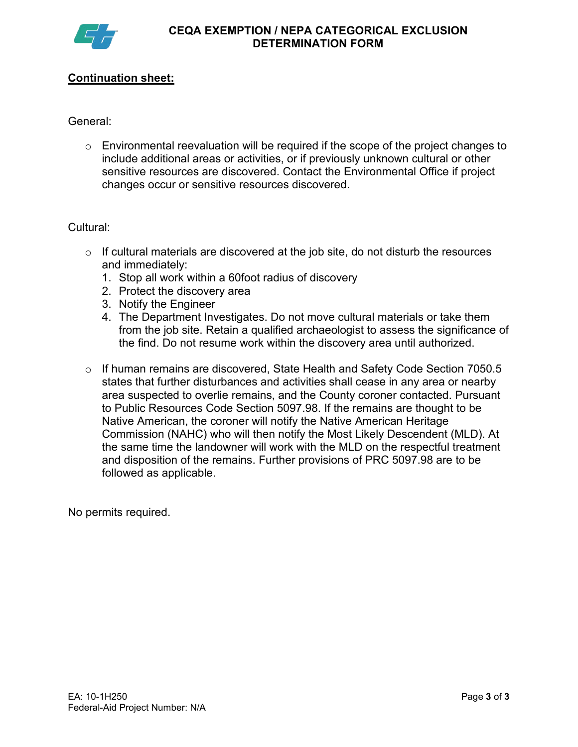# CEQA EXEMPTION / NEPA CATEGORICAL EXCLUSION DETERMINATION FORM

**Continuation sheet:**

General:

- Environmental reevaluation will be required if the scope of the project changes to include additional areas or activities, or if previously unknown cultural or other sensitive resources are discovered. Contact the Environmental Office if project changes occur or sensitive resources discovered.

Cultural:

- If cultural materials are discovered at the job site, do not disturb the resources and immediately:
  1. Stop all work within a 60foot radius of discovery
  2. Protect the discovery area
  3. Notify the Engineer
  4. The Department Investigates. Do not move cultural materials or take them from the job site. Retain a qualified archaeologist to assess the significance of the find. Do not resume work within the discovery area until authorized.

- If human remains are discovered, State Health and Safety Code Section 7050.5 states that further disturbances and activities shall cease in any area or nearby area suspected to overlie remains, and the County coroner contacted. Pursuant to Public Resources Code Section 5097.98. If the remains are thought to be Native American, the coroner will notify the Native American Heritage Commission (NAHC) who will then notify the Most Likely Descendent (MLD). At the same time the landowner will work with the MLD on the respectful treatment and disposition of the remains. Further provisions of PRC 5097.98 are to be followed as applicable.

No permits required.

EA: 10-1H250
Federal-Aid Project Number: N/A